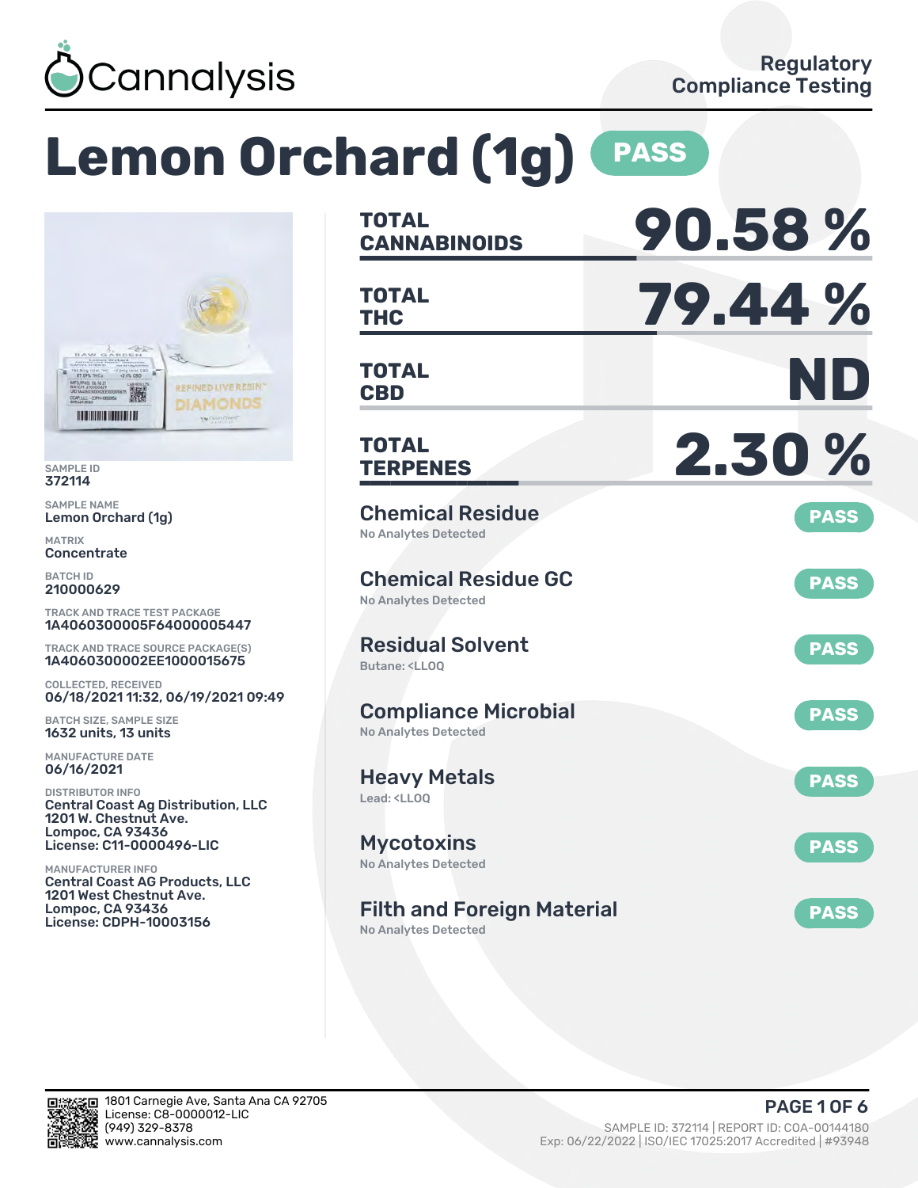Cannalysis

Regulatory Compliance Testing

# Lemon Orchard (1g) PASS

SAMPLE ID
372114

SAMPLE NAME
Lemon Orchard (1g)

MATRIX
Concentrate

BATCH ID
210000629

TRACK AND TRACE TEST PACKAGE
1A4060300005F64000005447

TRACK AND TRACE SOURCE PACKAGE(S)
1A4060300002EE1000015675

COLLECTED, RECEIVED
06/18/2021 11:32, 06/19/2021 09:49

BATCH SIZE, SAMPLE SIZE
1632 units, 13 units

MANUFACTURE DATE
06/16/2021

DISTRIBUTOR INFO
Central Coast Ag Distribution, LLC
1201 W. Chestnut Ave.
Lompoc, CA 93436
License: C11-0000496-LIC

MANUFACTURER INFO
Central Coast AG Products, LLC
1201 West Chestnut Ave.
Lompoc, CA 93436
License: CDPH-10003156

| | |
|---|---|
| TOTAL CANNABINOIDS | 90.58 % |
| TOTAL THC | 79.44 % |
| TOTAL CBD | ND |
| TOTAL TERPENES | 2.30 % |

| Test | Result |
|---|---|
| Chemical Residue — No Analytes Detected | PASS |
| Chemical Residue GC — No Analytes Detected | PASS |
| Residual Solvent — Butane: <LLOQ | PASS |
| Compliance Microbial — No Analytes Detected | PASS |
| Heavy Metals — Lead: <LLOQ | PASS |
| Mycotoxins — No Analytes Detected | PASS |
| Filth and Foreign Material — No Analytes Detected | PASS |

1801 Carnegie Ave, Santa Ana CA 92705
License: C8-0000012-LIC
(949) 329-8378
www.cannalysis.com

SAMPLE ID: 372114 | REPORT ID: COA-00144180
Exp: 06/22/2022 | ISO/IEC 17025:2017 Accredited | #93948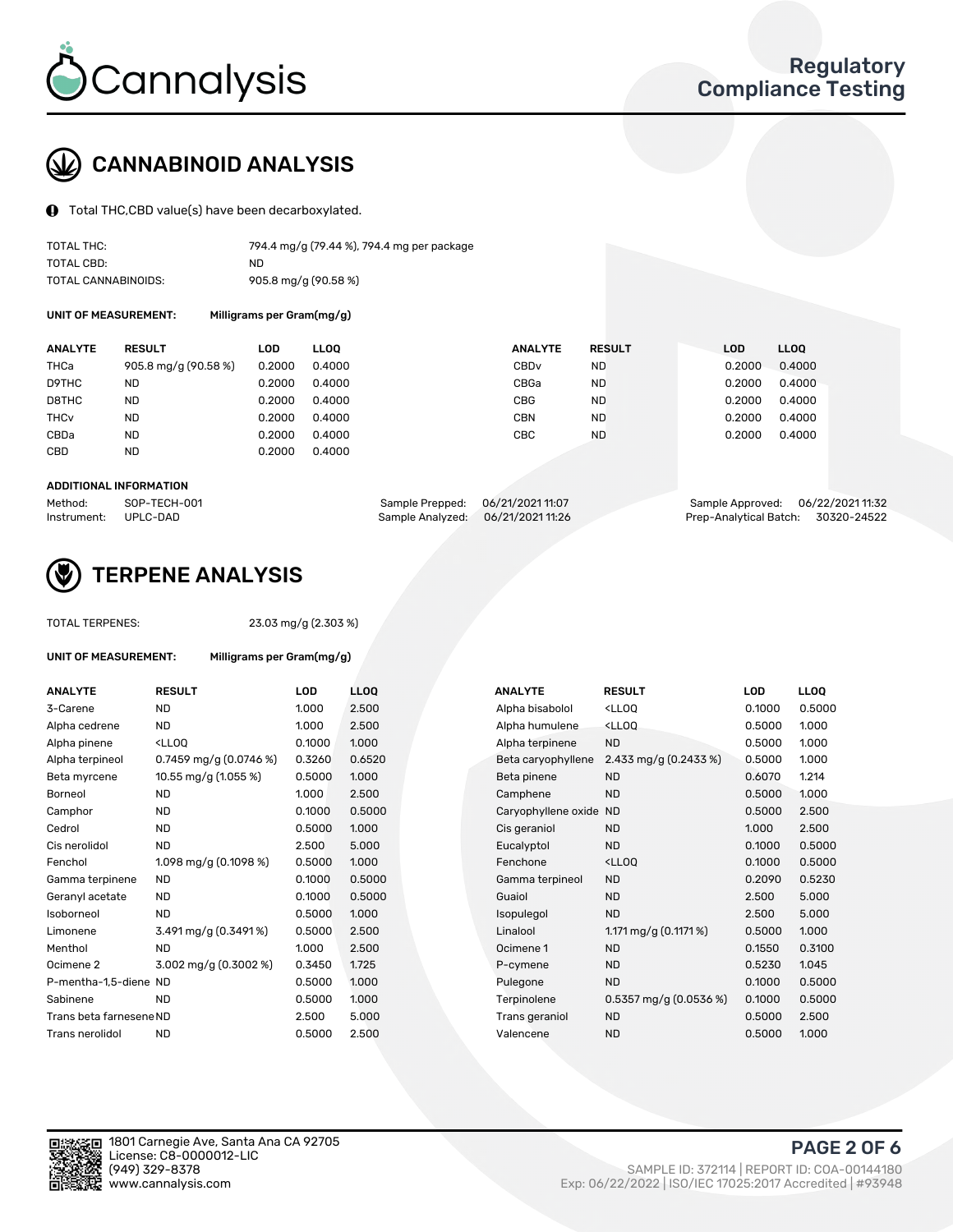# CANNABINOID ANALYSIS

Total THC,CBD value(s) have been decarboxylated.

| | |
|---|---|
| TOTAL THC: | 794.4 mg/g (79.44 %), 794.4 mg per package |
| TOTAL CBD: | ND |
| TOTAL CANNABINOIDS: | 905.8 mg/g (90.58 %) |

**UNIT OF MEASUREMENT:** Milligrams per Gram(mg/g)

| ANALYTE | RESULT | LOD | LLOQ | ANALYTE | RESULT | LOD | LLOQ |
|---|---|---|---|---|---|---|---|
| THCa | 905.8 mg/g (90.58 %) | 0.2000 | 0.4000 | CBDv | ND | 0.2000 | 0.4000 |
| D9THC | ND | 0.2000 | 0.4000 | CBGa | ND | 0.2000 | 0.4000 |
| D8THC | ND | 0.2000 | 0.4000 | CBG | ND | 0.2000 | 0.4000 |
| THCv | ND | 0.2000 | 0.4000 | CBN | ND | 0.2000 | 0.4000 |
| CBDa | ND | 0.2000 | 0.4000 | CBC | ND | 0.2000 | 0.4000 |
| CBD | ND | 0.2000 | 0.4000 | | | | |

**ADDITIONAL INFORMATION**

| | | | | | |
|---|---|---|---|---|---|
| Method: | SOP-TECH-001 | Sample Prepped: | 06/21/2021 11:07 | Sample Approved: | 06/22/2021 11:32 |
| Instrument: | UPLC-DAD | Sample Analyzed: | 06/21/2021 11:26 | Prep-Analytical Batch: | 30320-24522 |

# TERPENE ANALYSIS

TOTAL TERPENES: 23.03 mg/g (2.303 %)

**UNIT OF MEASUREMENT:** Milligrams per Gram(mg/g)

| ANALYTE | RESULT | LOD | LLOQ | ANALYTE | RESULT | LOD | LLOQ |
|---|---|---|---|---|---|---|---|
| 3-Carene | ND | 1.000 | 2.500 | Alpha bisabolol | <LLOQ | 0.1000 | 0.5000 |
| Alpha cedrene | ND | 1.000 | 2.500 | Alpha humulene | <LLOQ | 0.5000 | 1.000 |
| Alpha pinene | <LLOQ | 0.1000 | 1.000 | Alpha terpinene | ND | 0.5000 | 1.000 |
| Alpha terpineol | 0.7459 mg/g (0.0746 %) | 0.3260 | 0.6520 | Beta caryophyllene | 2.433 mg/g (0.2433 %) | 0.5000 | 1.000 |
| Beta myrcene | 10.55 mg/g (1.055 %) | 0.5000 | 1.000 | Beta pinene | ND | 0.6070 | 1.214 |
| Borneol | ND | 1.000 | 2.500 | Camphene | ND | 0.5000 | 1.000 |
| Camphor | ND | 0.1000 | 0.5000 | Caryophyllene oxide | ND | 0.5000 | 2.500 |
| Cedrol | ND | 0.5000 | 1.000 | Cis geraniol | ND | 1.000 | 2.500 |
| Cis nerolidol | ND | 2.500 | 5.000 | Eucalyptol | ND | 0.1000 | 0.5000 |
| Fenchol | 1.098 mg/g (0.1098 %) | 0.5000 | 1.000 | Fenchone | <LLOQ | 0.1000 | 0.5000 |
| Gamma terpinene | ND | 0.1000 | 0.5000 | Gamma terpineol | ND | 0.2090 | 0.5230 |
| Geranyl acetate | ND | 0.1000 | 0.5000 | Guaiol | ND | 2.500 | 5.000 |
| Isoborneol | ND | 0.5000 | 1.000 | Isopulegol | ND | 2.500 | 5.000 |
| Limonene | 3.491 mg/g (0.3491 %) | 0.5000 | 2.500 | Linalool | 1.171 mg/g (0.1171 %) | 0.5000 | 1.000 |
| Menthol | ND | 1.000 | 2.500 | Ocimene 1 | ND | 0.1550 | 0.3100 |
| Ocimene 2 | 3.002 mg/g (0.3002 %) | 0.3450 | 1.725 | P-cymene | ND | 0.5230 | 1.045 |
| P-mentha-1,5-diene | ND | 0.5000 | 1.000 | Pulegone | ND | 0.1000 | 0.5000 |
| Sabinene | ND | 0.5000 | 1.000 | Terpinolene | 0.5357 mg/g (0.0536 %) | 0.1000 | 0.5000 |
| Trans beta farnesene | ND | 2.500 | 5.000 | Trans geraniol | ND | 0.5000 | 2.500 |
| Trans nerolidol | ND | 0.5000 | 2.500 | Valencene | ND | 0.5000 | 1.000 |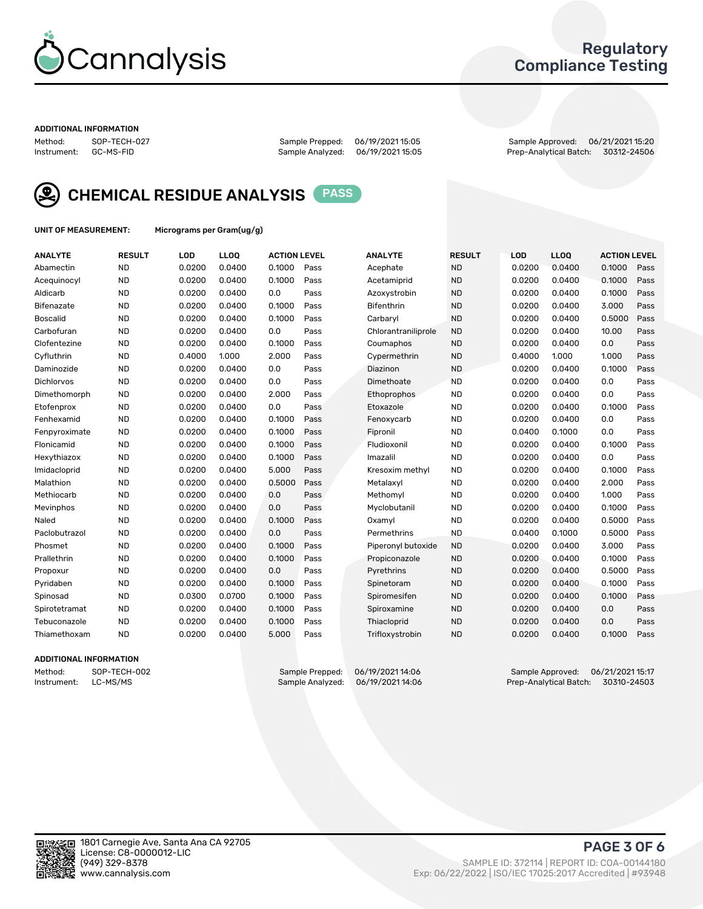# Cannalysis

## Regulatory Compliance Testing

**ADDITIONAL INFORMATION**

| Method: | SOP-TECH-027 | Sample Prepped: | 06/19/2021 15:05 | Sample Approved: | 06/21/2021 15:20 |
|---|---|---|---|---|---|
| Instrument: | GC-MS-FID | Sample Analyzed: | 06/19/2021 15:05 | Prep-Analytical Batch: | 30312-24506 |

## CHEMICAL RESIDUE ANALYSIS PASS

**UNIT OF MEASUREMENT:** Micrograms per Gram(ug/g)

| ANALYTE | RESULT | LOD | LLOQ | ACTION LEVEL | | ANALYTE | RESULT | LOD | LLOQ | ACTION LEVEL | |
|---|---|---|---|---|---|---|---|---|---|---|---|
| Abamectin | ND | 0.0200 | 0.0400 | 0.1000 | Pass | Acephate | ND | 0.0200 | 0.0400 | 0.1000 | Pass |
| Acequinocyl | ND | 0.0200 | 0.0400 | 0.1000 | Pass | Acetamiprid | ND | 0.0200 | 0.0400 | 0.1000 | Pass |
| Aldicarb | ND | 0.0200 | 0.0400 | 0.0 | Pass | Azoxystrobin | ND | 0.0200 | 0.0400 | 0.1000 | Pass |
| Bifenazate | ND | 0.0200 | 0.0400 | 0.1000 | Pass | Bifenthrin | ND | 0.0200 | 0.0400 | 3.000 | Pass |
| Boscalid | ND | 0.0200 | 0.0400 | 0.1000 | Pass | Carbaryl | ND | 0.0200 | 0.0400 | 0.5000 | Pass |
| Carbofuran | ND | 0.0200 | 0.0400 | 0.0 | Pass | Chlorantraniliprole | ND | 0.0200 | 0.0400 | 10.00 | Pass |
| Clofentezine | ND | 0.0200 | 0.0400 | 0.1000 | Pass | Coumaphos | ND | 0.0200 | 0.0400 | 0.0 | Pass |
| Cyfluthrin | ND | 0.4000 | 1.000 | 2.000 | Pass | Cypermethrin | ND | 0.4000 | 1.000 | 1.000 | Pass |
| Daminozide | ND | 0.0200 | 0.0400 | 0.0 | Pass | Diazinon | ND | 0.0200 | 0.0400 | 0.1000 | Pass |
| Dichlorvos | ND | 0.0200 | 0.0400 | 0.0 | Pass | Dimethoate | ND | 0.0200 | 0.0400 | 0.0 | Pass |
| Dimethomorph | ND | 0.0200 | 0.0400 | 2.000 | Pass | Ethoprophos | ND | 0.0200 | 0.0400 | 0.0 | Pass |
| Etofenprox | ND | 0.0200 | 0.0400 | 0.0 | Pass | Etoxazole | ND | 0.0200 | 0.0400 | 0.1000 | Pass |
| Fenhexamid | ND | 0.0200 | 0.0400 | 0.1000 | Pass | Fenoxycarb | ND | 0.0200 | 0.0400 | 0.0 | Pass |
| Fenpyroximate | ND | 0.0200 | 0.0400 | 0.1000 | Pass | Fipronil | ND | 0.0400 | 0.1000 | 0.0 | Pass |
| Flonicamid | ND | 0.0200 | 0.0400 | 0.1000 | Pass | Fludioxonil | ND | 0.0200 | 0.0400 | 0.1000 | Pass |
| Hexythiazox | ND | 0.0200 | 0.0400 | 0.1000 | Pass | Imazalil | ND | 0.0200 | 0.0400 | 0.0 | Pass |
| Imidacloprid | ND | 0.0200 | 0.0400 | 5.000 | Pass | Kresoxim methyl | ND | 0.0200 | 0.0400 | 0.1000 | Pass |
| Malathion | ND | 0.0200 | 0.0400 | 0.5000 | Pass | Metalaxyl | ND | 0.0200 | 0.0400 | 2.000 | Pass |
| Methiocarb | ND | 0.0200 | 0.0400 | 0.0 | Pass | Methomyl | ND | 0.0200 | 0.0400 | 1.000 | Pass |
| Mevinphos | ND | 0.0200 | 0.0400 | 0.0 | Pass | Myclobutanil | ND | 0.0200 | 0.0400 | 0.1000 | Pass |
| Naled | ND | 0.0200 | 0.0400 | 0.1000 | Pass | Oxamyl | ND | 0.0200 | 0.0400 | 0.5000 | Pass |
| Paclobutrazol | ND | 0.0200 | 0.0400 | 0.0 | Pass | Permethrins | ND | 0.0400 | 0.1000 | 0.5000 | Pass |
| Phosmet | ND | 0.0200 | 0.0400 | 0.1000 | Pass | Piperonyl butoxide | ND | 0.0200 | 0.0400 | 3.000 | Pass |
| Prallethrin | ND | 0.0200 | 0.0400 | 0.1000 | Pass | Propiconazole | ND | 0.0200 | 0.0400 | 0.1000 | Pass |
| Propoxur | ND | 0.0200 | 0.0400 | 0.0 | Pass | Pyrethrins | ND | 0.0200 | 0.0400 | 0.5000 | Pass |
| Pyridaben | ND | 0.0200 | 0.0400 | 0.1000 | Pass | Spinetoram | ND | 0.0200 | 0.0400 | 0.1000 | Pass |
| Spinosad | ND | 0.0300 | 0.0700 | 0.1000 | Pass | Spiromesifen | ND | 0.0200 | 0.0400 | 0.1000 | Pass |
| Spirotetramat | ND | 0.0200 | 0.0400 | 0.1000 | Pass | Spiroxamine | ND | 0.0200 | 0.0400 | 0.0 | Pass |
| Tebuconazole | ND | 0.0200 | 0.0400 | 0.1000 | Pass | Thiacloprid | ND | 0.0200 | 0.0400 | 0.0 | Pass |
| Thiamethoxam | ND | 0.0200 | 0.0400 | 5.000 | Pass | Trifloxystrobin | ND | 0.0200 | 0.0400 | 0.1000 | Pass |

**ADDITIONAL INFORMATION**

| Method: | SOP-TECH-002 | Sample Prepped: | 06/19/2021 14:06 | Sample Approved: | 06/21/2021 15:17 |
|---|---|---|---|---|---|
| Instrument: | LC-MS/MS | Sample Analyzed: | 06/19/2021 14:06 | Prep-Analytical Batch: | 30310-24503 |

1801 Carnegie Ave, Santa Ana CA 92705
License: C8-0000012-LIC
(949) 329-8378
www.cannalysis.com

SAMPLE ID: 372114 | REPORT ID: COA-00144180
Exp: 06/22/2022 | ISO/IEC 17025:2017 Accredited | #93948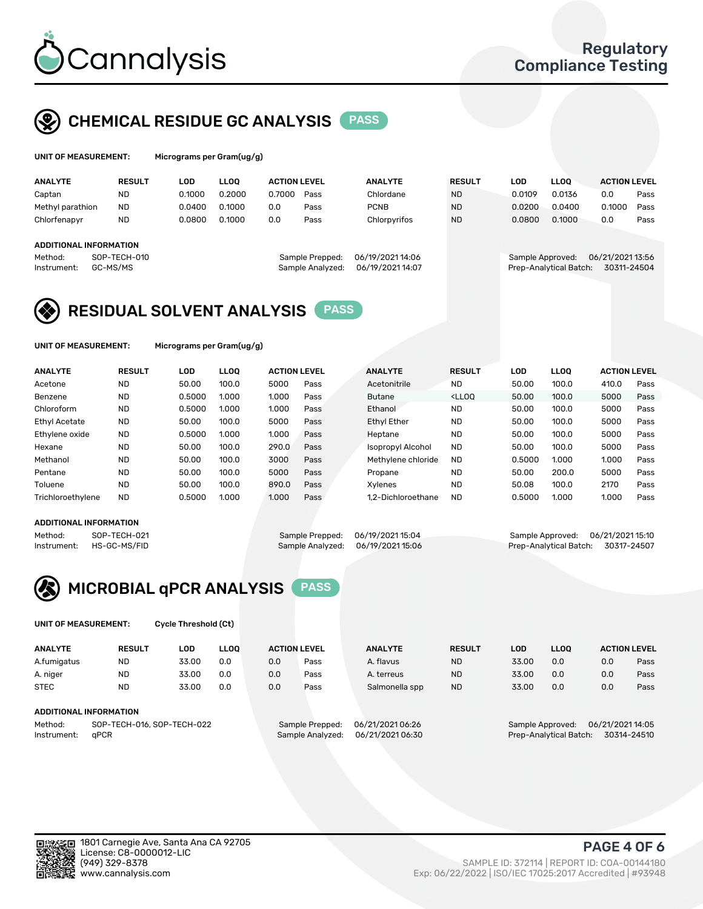# Cannalysis

Regulatory Compliance Testing

## CHEMICAL RESIDUE GC ANALYSIS PASS

**UNIT OF MEASUREMENT:** Micrograms per Gram(ug/g)

| ANALYTE | RESULT | LOD | LLOQ | ACTION LEVEL | | ANALYTE | RESULT | LOD | LLOQ | ACTION LEVEL | |
|---|---|---|---|---|---|---|---|---|---|---|---|
| Captan | ND | 0.1000 | 0.2000 | 0.7000 | Pass | Chlordane | ND | 0.0109 | 0.0136 | 0.0 | Pass |
| Methyl parathion | ND | 0.0400 | 0.1000 | 0.0 | Pass | PCNB | ND | 0.0200 | 0.0400 | 0.1000 | Pass |
| Chlorfenapyr | ND | 0.0800 | 0.1000 | 0.0 | Pass | Chlorpyrifos | ND | 0.0800 | 0.1000 | 0.0 | Pass |

**ADDITIONAL INFORMATION**

Method: SOP-TECH-010
Instrument: GC-MS/MS
Sample Prepped: 06/19/2021 14:06
Sample Analyzed: 06/19/2021 14:07
Sample Approved: 06/21/2021 13:56
Prep-Analytical Batch: 30311-24504

## RESIDUAL SOLVENT ANALYSIS PASS

**UNIT OF MEASUREMENT:** Micrograms per Gram(ug/g)

| ANALYTE | RESULT | LOD | LLOQ | ACTION LEVEL | | ANALYTE | RESULT | LOD | LLOQ | ACTION LEVEL | |
|---|---|---|---|---|---|---|---|---|---|---|---|
| Acetone | ND | 50.00 | 100.0 | 5000 | Pass | Acetonitrile | ND | 50.00 | 100.0 | 410.0 | Pass |
| Benzene | ND | 0.5000 | 1.000 | 1.000 | Pass | Butane | <LLOQ | 50.00 | 100.0 | 5000 | Pass |
| Chloroform | ND | 0.5000 | 1.000 | 1.000 | Pass | Ethanol | ND | 50.00 | 100.0 | 5000 | Pass |
| Ethyl Acetate | ND | 50.00 | 100.0 | 5000 | Pass | Ethyl Ether | ND | 50.00 | 100.0 | 5000 | Pass |
| Ethylene oxide | ND | 0.5000 | 1.000 | 1.000 | Pass | Heptane | ND | 50.00 | 100.0 | 5000 | Pass |
| Hexane | ND | 50.00 | 100.0 | 290.0 | Pass | Isopropyl Alcohol | ND | 50.00 | 100.0 | 5000 | Pass |
| Methanol | ND | 50.00 | 100.0 | 3000 | Pass | Methylene chloride | ND | 0.5000 | 1.000 | 1.000 | Pass |
| Pentane | ND | 50.00 | 100.0 | 5000 | Pass | Propane | ND | 50.00 | 200.0 | 5000 | Pass |
| Toluene | ND | 50.00 | 100.0 | 890.0 | Pass | Xylenes | ND | 50.08 | 100.0 | 2170 | Pass |
| Trichloroethylene | ND | 0.5000 | 1.000 | 1.000 | Pass | 1,2-Dichloroethane | ND | 0.5000 | 1.000 | 1.000 | Pass |

**ADDITIONAL INFORMATION**

Method: SOP-TECH-021
Instrument: HS-GC-MS/FID
Sample Prepped: 06/19/2021 15:04
Sample Analyzed: 06/19/2021 15:06
Sample Approved: 06/21/2021 15:10
Prep-Analytical Batch: 30317-24507

## MICROBIAL qPCR ANALYSIS PASS

**UNIT OF MEASUREMENT:** Cycle Threshold (Ct)

| ANALYTE | RESULT | LOD | LLOQ | ACTION LEVEL | | ANALYTE | RESULT | LOD | LLOQ | ACTION LEVEL | |
|---|---|---|---|---|---|---|---|---|---|---|---|
| A.fumigatus | ND | 33.00 | 0.0 | 0.0 | Pass | A. flavus | ND | 33.00 | 0.0 | 0.0 | Pass |
| A. niger | ND | 33.00 | 0.0 | 0.0 | Pass | A. terreus | ND | 33.00 | 0.0 | 0.0 | Pass |
| STEC | ND | 33.00 | 0.0 | 0.0 | Pass | Salmonella spp | ND | 33.00 | 0.0 | 0.0 | Pass |

**ADDITIONAL INFORMATION**

Method: SOP-TECH-016, SOP-TECH-022
Instrument: qPCR
Sample Prepped: 06/21/2021 06:26
Sample Analyzed: 06/21/2021 06:30
Sample Approved: 06/21/2021 14:05
Prep-Analytical Batch: 30314-24510

1801 Carnegie Ave, Santa Ana CA 92705
License: C8-0000012-LIC
(949) 329-8378
www.cannalysis.com

SAMPLE ID: 372114 | REPORT ID: COA-00144180
Exp: 06/22/2022 | ISO/IEC 17025:2017 Accredited | #93948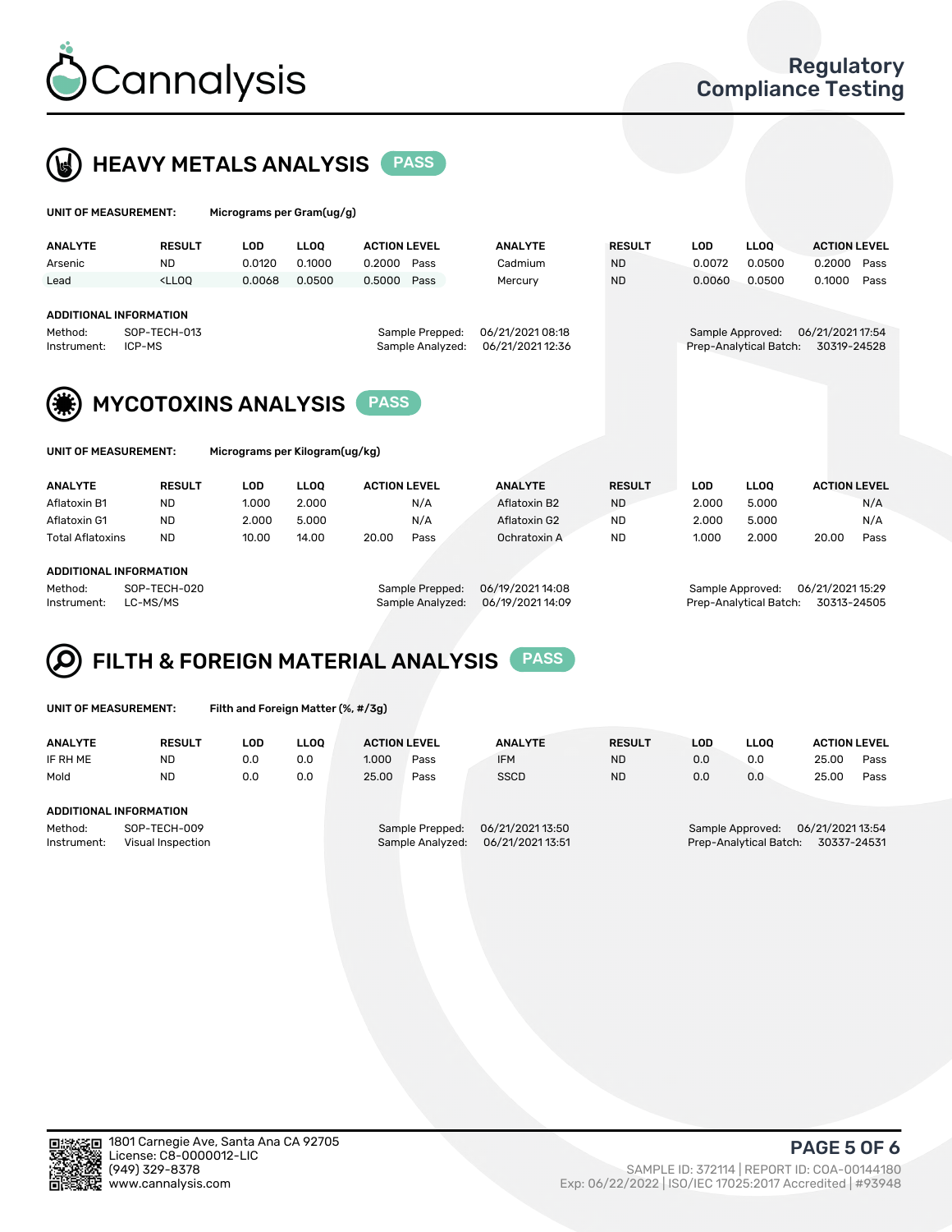# HEAVY METALS ANALYSIS PASS

**UNIT OF MEASUREMENT:** Micrograms per Gram(ug/g)

| ANALYTE | RESULT | LOD | LLOQ | ACTION LEVEL | | ANALYTE | RESULT | LOD | LLOQ | ACTION LEVEL | |
|---|---|---|---|---|---|---|---|---|---|---|---|
| Arsenic | ND | 0.0120 | 0.1000 | 0.2000 | Pass | Cadmium | ND | 0.0072 | 0.0500 | 0.2000 | Pass |
| Lead | <LLOQ | 0.0068 | 0.0500 | 0.5000 | Pass | Mercury | ND | 0.0060 | 0.0500 | 0.1000 | Pass |

**ADDITIONAL INFORMATION**

| | | | | | |
|---|---|---|---|---|---|
| Method: | SOP-TECH-013 | Sample Prepped: | 06/21/2021 08:18 | Sample Approved: | 06/21/2021 17:54 |
| Instrument: | ICP-MS | Sample Analyzed: | 06/21/2021 12:36 | Prep-Analytical Batch: | 30319-24528 |

# MYCOTOXINS ANALYSIS PASS

**UNIT OF MEASUREMENT:** Micrograms per Kilogram(ug/kg)

| ANALYTE | RESULT | LOD | LLOQ | ACTION LEVEL | | ANALYTE | RESULT | LOD | LLOQ | ACTION LEVEL | |
|---|---|---|---|---|---|---|---|---|---|---|---|
| Aflatoxin B1 | ND | 1.000 | 2.000 | | N/A | Aflatoxin B2 | ND | 2.000 | 5.000 | | N/A |
| Aflatoxin G1 | ND | 2.000 | 5.000 | | N/A | Aflatoxin G2 | ND | 2.000 | 5.000 | | N/A |
| Total Aflatoxins | ND | 10.00 | 14.00 | 20.00 | Pass | Ochratoxin A | ND | 1.000 | 2.000 | 20.00 | Pass |

**ADDITIONAL INFORMATION**

| | | | | | |
|---|---|---|---|---|---|
| Method: | SOP-TECH-020 | Sample Prepped: | 06/19/2021 14:08 | Sample Approved: | 06/21/2021 15:29 |
| Instrument: | LC-MS/MS | Sample Analyzed: | 06/19/2021 14:09 | Prep-Analytical Batch: | 30313-24505 |

# FILTH & FOREIGN MATERIAL ANALYSIS PASS

**UNIT OF MEASUREMENT:** Filth and Foreign Matter (%, #/3g)

| ANALYTE | RESULT | LOD | LLOQ | ACTION LEVEL | | ANALYTE | RESULT | LOD | LLOQ | ACTION LEVEL | |
|---|---|---|---|---|---|---|---|---|---|---|---|
| IF RH ME | ND | 0.0 | 0.0 | 1.000 | Pass | IFM | ND | 0.0 | 0.0 | 25.00 | Pass |
| Mold | ND | 0.0 | 0.0 | 25.00 | Pass | SSCD | ND | 0.0 | 0.0 | 25.00 | Pass |

**ADDITIONAL INFORMATION**

| | | | | | |
|---|---|---|---|---|---|
| Method: | SOP-TECH-009 | Sample Prepped: | 06/21/2021 13:50 | Sample Approved: | 06/21/2021 13:54 |
| Instrument: | Visual Inspection | Sample Analyzed: | 06/21/2021 13:51 | Prep-Analytical Batch: | 30337-24531 |

1801 Carnegie Ave, Santa Ana CA 92705
License: C8-0000012-LIC
(949) 329-8378
www.cannalysis.com

SAMPLE ID: 372114 | REPORT ID: COA-00144180
Exp: 06/22/2022 | ISO/IEC 17025:2017 Accredited | #93948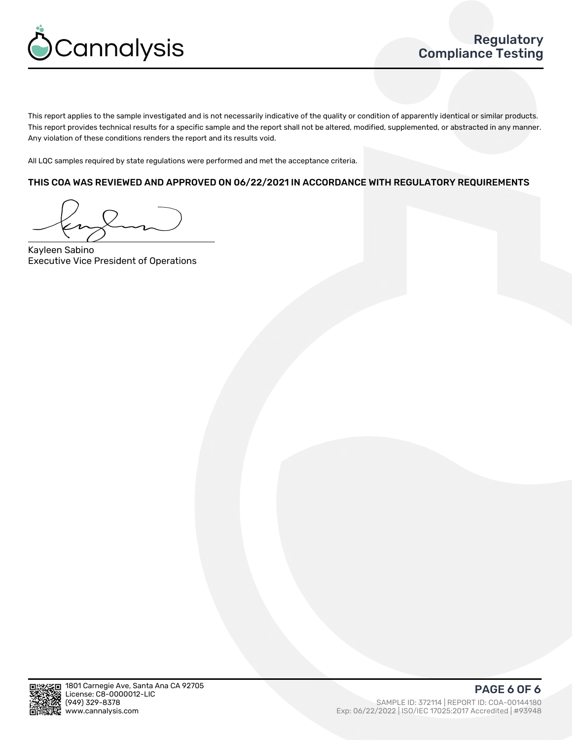This report applies to the sample investigated and is not necessarily indicative of the quality or condition of apparently identical or similar products. This report provides technical results for a specific sample and the report shall not be altered, modified, supplemented, or abstracted in any manner. Any violation of these conditions renders the report and its results void.

All LQC samples required by state regulations were performed and met the acceptance criteria.

**THIS COA WAS REVIEWED AND APPROVED ON 06/22/2021 IN ACCORDANCE WITH REGULATORY REQUIREMENTS**

Kayleen Sabino
Executive Vice President of Operations